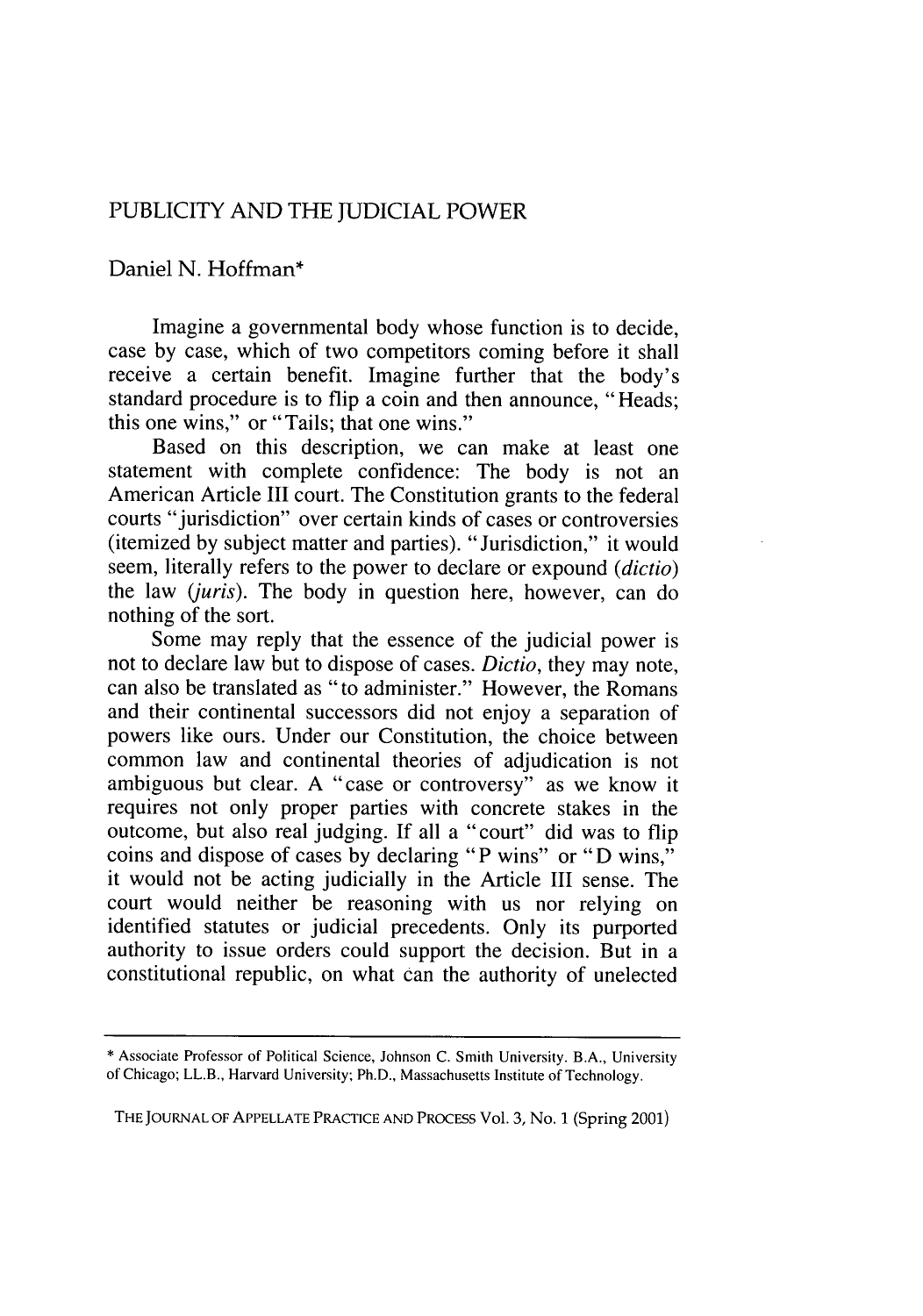# PUBLICITY AND THE JUDICIAL POWER

Daniel N. Hoffman*

Imagine a governmental body whose function is to decide, case by case, which of two competitors coming before it shall receive a certain benefit. Imagine further that the body's standard procedure is to flip a coin and then announce, "Heads; this one wins," or "Tails; that one wins."

Based on this description, we can make at least one statement with complete confidence: The body is not an American Article III court. The Constitution grants to the federal courts "jurisdiction" over certain kinds of cases or controversies (itemized by subject matter and parties). "Jurisdiction," it would seem, literally refers to the power to declare or expound (*dictio*) the law (*juris*). The body in question here, however, can do nothing of the sort.

Some may reply that the essence of the judicial power is not to declare law but to dispose of cases. *Dictio*, they may note, can also be translated as "to administer." However, the Romans and their continental successors did not enjoy a separation of powers like ours. Under our Constitution, the choice between common law and continental theories of adjudication is not ambiguous but clear. A "case or controversy" as we know it requires not only proper parties with concrete stakes in the outcome, but also real judging. If all a "court" did was to flip coins and dispose of cases by declaring "P wins" or "D wins," it would not be acting judicially in the Article III sense. The court would neither be reasoning with us nor relying on identified statutes or judicial precedents. Only its purported authority to issue orders could support the decision. But in a constitutional republic, on what can the authority of unelected

---

\* Associate Professor of Political Science, Johnson C. Smith University. B.A., University of Chicago; LL.B., Harvard University; Ph.D., Massachusetts Institute of Technology.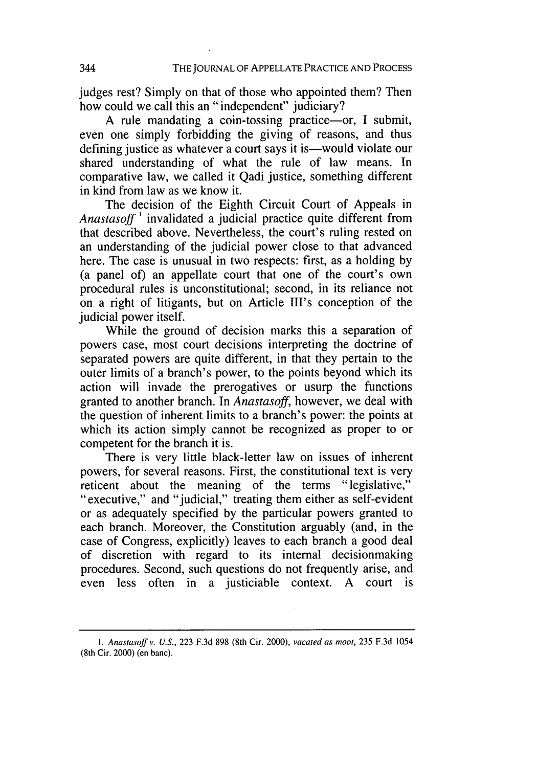judges rest? Simply on that of those who appointed them? Then how could we call this an "independent" judiciary?

A rule mandating a coin-tossing practice—or, I submit, even one simply forbidding the giving of reasons, and thus defining justice as whatever a court says it is—would violate our shared understanding of what the rule of law means. In comparative law, we called it Qadi justice, something different in kind from law as we know it.

The decision of the Eighth Circuit Court of Appeals in *Anastasoff*[1] invalidated a judicial practice quite different from that described above. Nevertheless, the court's ruling rested on an understanding of the judicial power close to that advanced here. The case is unusual in two respects: first, as a holding by (a panel of) an appellate court that one of the court's own procedural rules is unconstitutional; second, in its reliance not on a right of litigants, but on Article III's conception of the judicial power itself.

While the ground of decision marks this a separation of powers case, most court decisions interpreting the doctrine of separated powers are quite different, in that they pertain to the outer limits of a branch's power, to the points beyond which its action will invade the prerogatives or usurp the functions granted to another branch. In *Anastasoff*, however, we deal with the question of inherent limits to a branch's power: the points at which its action simply cannot be recognized as proper to or competent for the branch it is.

There is very little black-letter law on issues of inherent powers, for several reasons. First, the constitutional text is very reticent about the meaning of the terms "legislative," "executive," and "judicial," treating them either as self-evident or as adequately specified by the particular powers granted to each branch. Moreover, the Constitution arguably (and, in the case of Congress, explicitly) leaves to each branch a good deal of discretion with regard to its internal decisionmaking procedures. Second, such questions do not frequently arise, and even less often in a justiciable context. A court is

---

1. *Anastasoff v. U.S.*, 223 F.3d 898 (8th Cir. 2000), *vacated as moot*, 235 F.3d 1054 (8th Cir. 2000) (en banc).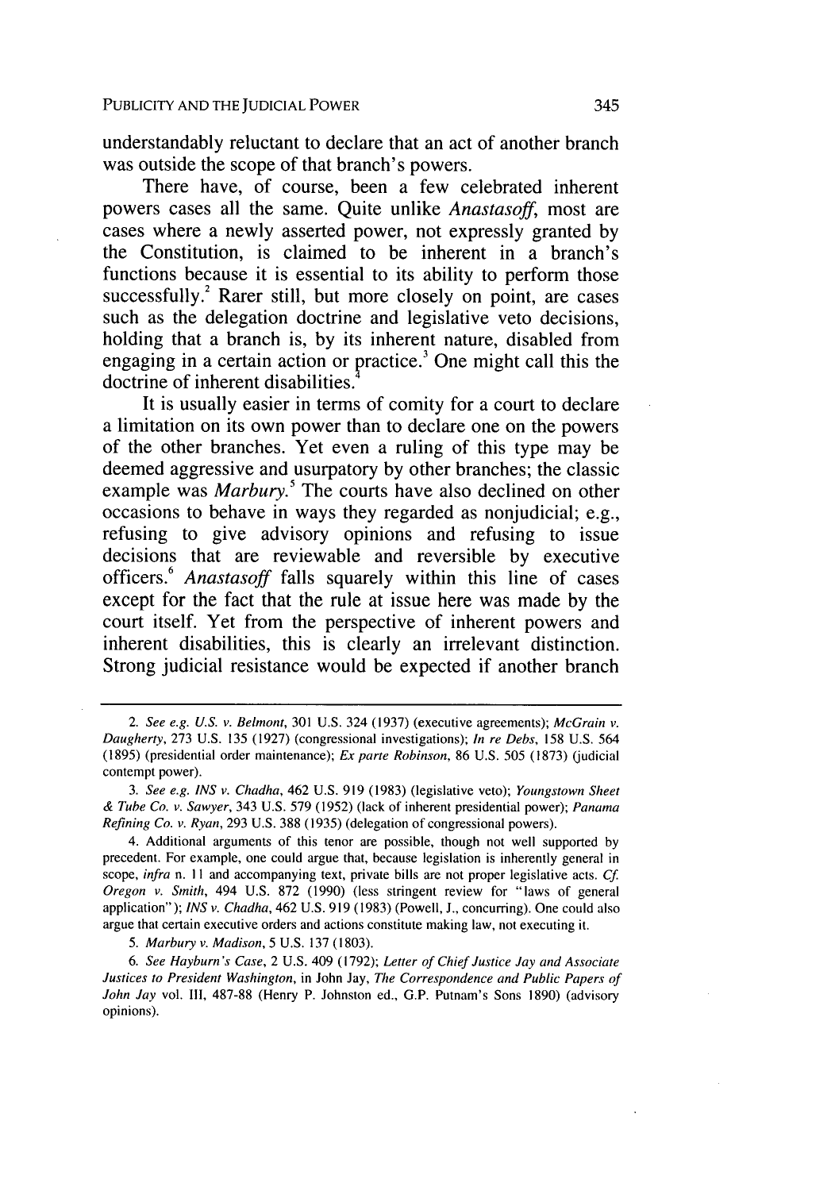understandably reluctant to declare that an act of another branch was outside the scope of that branch's powers.

There have, of course, been a few celebrated inherent powers cases all the same. Quite unlike *Anastasoff*, most are cases where a newly asserted power, not expressly granted by the Constitution, is claimed to be inherent in a branch's functions because it is essential to its ability to perform those successfully.[2] Rarer still, but more closely on point, are cases such as the delegation doctrine and legislative veto decisions, holding that a branch is, by its inherent nature, disabled from engaging in a certain action or practice.[3] One might call this the doctrine of inherent disabilities.[4]

It is usually easier in terms of comity for a court to declare a limitation on its own power than to declare one on the powers of the other branches. Yet even a ruling of this type may be deemed aggressive and usurpatory by other branches; the classic example was *Marbury*.[5] The courts have also declined on other occasions to behave in ways they regarded as nonjudicial; e.g., refusing to give advisory opinions and refusing to issue decisions that are reviewable and reversible by executive officers.[6] *Anastasoff* falls squarely within this line of cases except for the fact that the rule at issue here was made by the court itself. Yet from the perspective of inherent powers and inherent disabilities, this is clearly an irrelevant distinction. Strong judicial resistance would be expected if another branch

---

2. *See e.g. U.S. v. Belmont*, 301 U.S. 324 (1937) (executive agreements); *McGrain v. Daugherty*, 273 U.S. 135 (1927) (congressional investigations); *In re Debs*, 158 U.S. 564 (1895) (presidential order maintenance); *Ex parte Robinson*, 86 U.S. 505 (1873) (judicial contempt power).

3. *See e.g. INS v. Chadha*, 462 U.S. 919 (1983) (legislative veto); *Youngstown Sheet & Tube Co. v. Sawyer*, 343 U.S. 579 (1952) (lack of inherent presidential power); *Panama Refining Co. v. Ryan*, 293 U.S. 388 (1935) (delegation of congressional powers).

4. Additional arguments of this tenor are possible, though not well supported by precedent. For example, one could argue that, because legislation is inherently general in scope, *infra* n. 11 and accompanying text, private bills are not proper legislative acts. *Cf. Oregon v. Smith*, 494 U.S. 872 (1990) (less stringent review for "laws of general application"); *INS v. Chadha*, 462 U.S. 919 (1983) (Powell, J., concurring). One could also argue that certain executive orders and actions constitute making law, not executing it.

5. *Marbury v. Madison*, 5 U.S. 137 (1803).

6. *See Hayburn's Case*, 2 U.S. 409 (1792); *Letter of Chief Justice Jay and Associate Justices to President Washington*, in John Jay, *The Correspondence and Public Papers of John Jay* vol. III, 487-88 (Henry P. Johnston ed., G.P. Putnam's Sons 1890) (advisory opinions).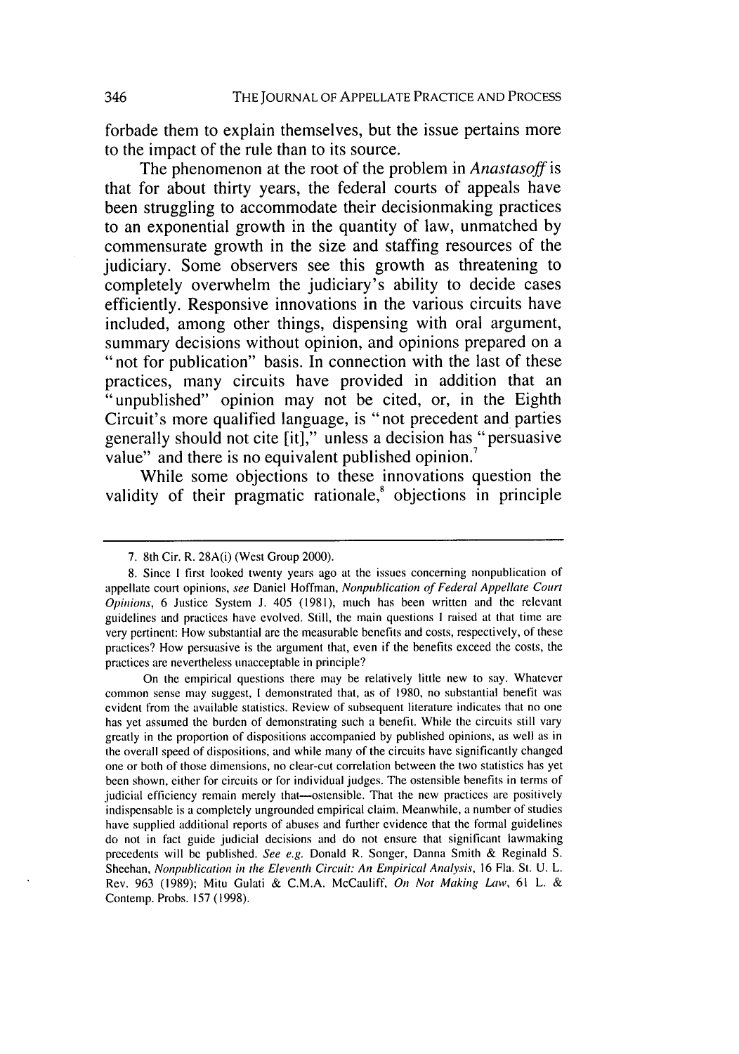forbade them to explain themselves, but the issue pertains more to the impact of the rule than to its source.

The phenomenon at the root of the problem in *Anastasoff* is that for about thirty years, the federal courts of appeals have been struggling to accommodate their decisionmaking practices to an exponential growth in the quantity of law, unmatched by commensurate growth in the size and staffing resources of the judiciary. Some observers see this growth as threatening to completely overwhelm the judiciary's ability to decide cases efficiently. Responsive innovations in the various circuits have included, among other things, dispensing with oral argument, summary decisions without opinion, and opinions prepared on a "not for publication" basis. In connection with the last of these practices, many circuits have provided in addition that an "unpublished" opinion may not be cited, or, in the Eighth Circuit's more qualified language, is "not precedent and parties generally should not cite [it]," unless a decision has "persuasive value" and there is no equivalent published opinion.[7]

While some objections to these innovations question the validity of their pragmatic rationale,[8] objections in principle

---

7. 8th Cir. R. 28A(i) (West Group 2000).

8. Since I first looked twenty years ago at the issues concerning nonpublication of appellate court opinions, *see* Daniel Hoffman, *Nonpublication of Federal Appellate Court Opinions*, 6 Justice System J. 405 (1981), much has been written and the relevant guidelines and practices have evolved. Still, the main questions I raised at that time are very pertinent: How substantial are the measurable benefits and costs, respectively, of these practices? How persuasive is the argument that, even if the benefits exceed the costs, the practices are nevertheless unacceptable in principle?

On the empirical questions there may be relatively little new to say. Whatever common sense may suggest, I demonstrated that, as of 1980, no substantial benefit was evident from the available statistics. Review of subsequent literature indicates that no one has yet assumed the burden of demonstrating such a benefit. While the circuits still vary greatly in the proportion of dispositions accompanied by published opinions, as well as in the overall speed of dispositions, and while many of the circuits have significantly changed one or both of those dimensions, no clear-cut correlation between the two statistics has yet been shown, either for circuits or for individual judges. The ostensible benefits in terms of judicial efficiency remain merely that—ostensible. That the new practices are positively indispensable is a completely ungrounded empirical claim. Meanwhile, a number of studies have supplied additional reports of abuses and further evidence that the formal guidelines do not in fact guide judicial decisions and do not ensure that significant lawmaking precedents will be published. *See e.g.* Donald R. Songer, Danna Smith & Reginald S. Sheehan, *Nonpublication in the Eleventh Circuit: An Empirical Analysis*, 16 Fla. St. U. L. Rev. 963 (1989); Mitu Gulati & C.M.A. McCauliff, *On Not Making Law*, 61 L. & Contemp. Probs. 157 (1998).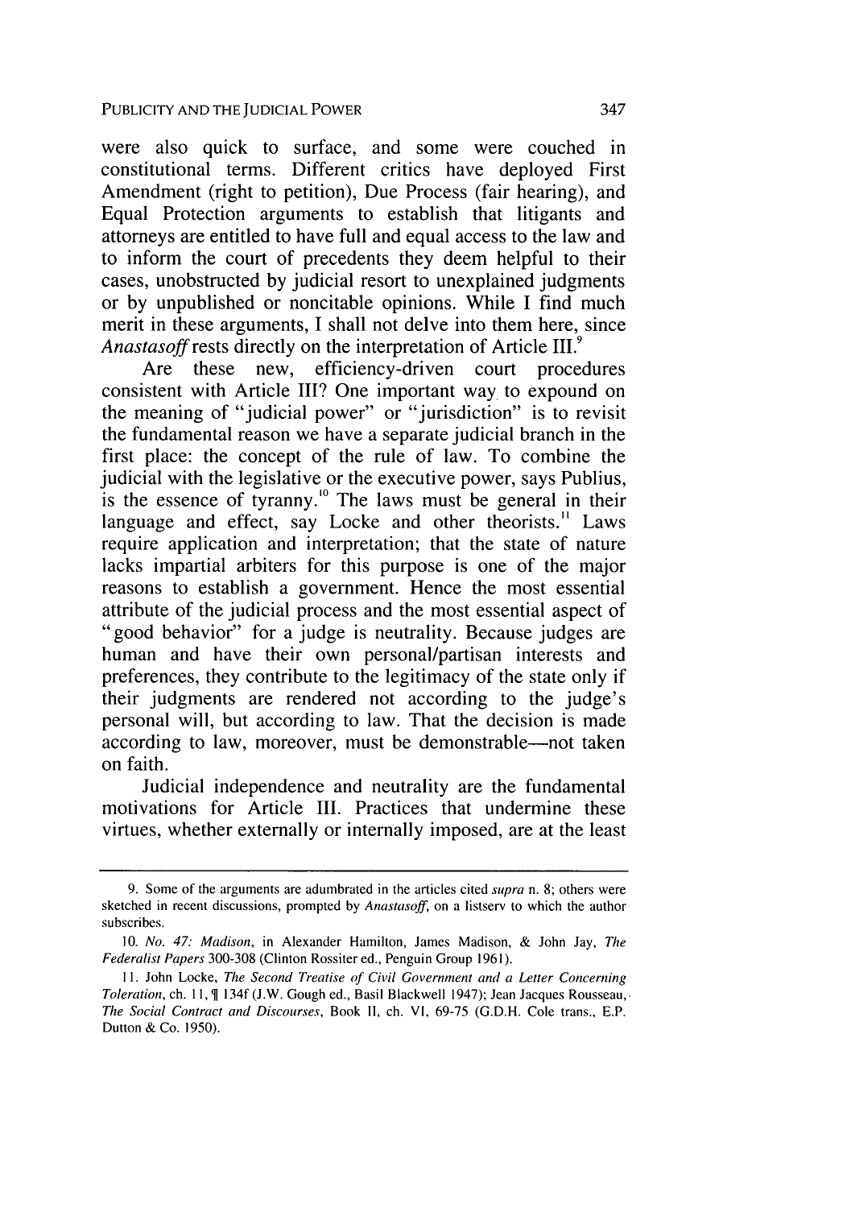were also quick to surface, and some were couched in constitutional terms. Different critics have deployed First Amendment (right to petition), Due Process (fair hearing), and Equal Protection arguments to establish that litigants and attorneys are entitled to have full and equal access to the law and to inform the court of precedents they deem helpful to their cases, unobstructed by judicial resort to unexplained judgments or by unpublished or noncitable opinions. While I find much merit in these arguments, I shall not delve into them here, since *Anastasoff* rests directly on the interpretation of Article III.[9]

Are these new, efficiency-driven court procedures consistent with Article III? One important way to expound on the meaning of "judicial power" or "jurisdiction" is to revisit the fundamental reason we have a separate judicial branch in the first place: the concept of the rule of law. To combine the judicial with the legislative or the executive power, says Publius, is the essence of tyranny.[10] The laws must be general in their language and effect, say Locke and other theorists.[11] Laws require application and interpretation; that the state of nature lacks impartial arbiters for this purpose is one of the major reasons to establish a government. Hence the most essential attribute of the judicial process and the most essential aspect of "good behavior" for a judge is neutrality. Because judges are human and have their own personal/partisan interests and preferences, they contribute to the legitimacy of the state only if their judgments are rendered not according to the judge's personal will, but according to law. That the decision is made according to law, moreover, must be demonstrable—not taken on faith.

Judicial independence and neutrality are the fundamental motivations for Article III. Practices that undermine these virtues, whether externally or internally imposed, are at the least

---

9. Some of the arguments are adumbrated in the articles cited *supra* n. 8; others were sketched in recent discussions, prompted by *Anastasoff*, on a listserv to which the author subscribes.

10. *No. 47: Madison*, in Alexander Hamilton, James Madison, & John Jay, *The Federalist Papers* 300-308 (Clinton Rossiter ed., Penguin Group 1961).

11. John Locke, *The Second Treatise of Civil Government and a Letter Concerning Toleration*, ch. 11, ¶ 134f (J.W. Gough ed., Basil Blackwell 1947); Jean Jacques Rousseau, *The Social Contract and Discourses*, Book II, ch. VI, 69-75 (G.D.H. Cole trans., E.P. Dutton & Co. 1950).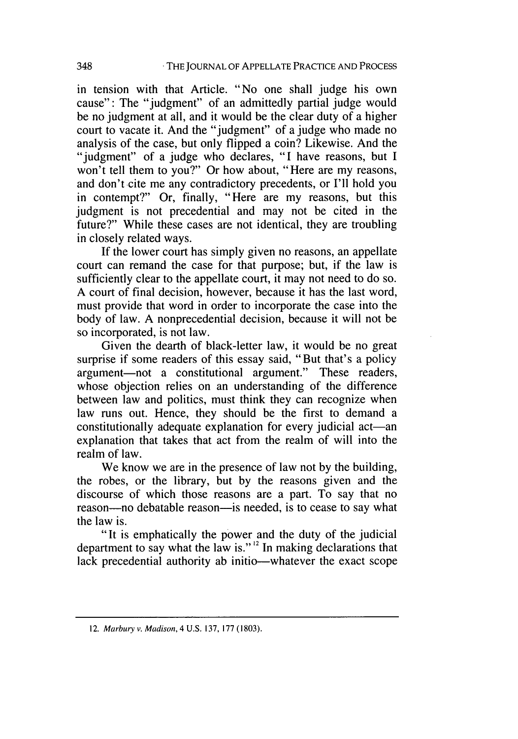in tension with that Article. "No one shall judge his own cause": The "judgment" of an admittedly partial judge would be no judgment at all, and it would be the clear duty of a higher court to vacate it. And the "judgment" of a judge who made no analysis of the case, but only flipped a coin? Likewise. And the "judgment" of a judge who declares, "I have reasons, but I won't tell them to you?" Or how about, "Here are my reasons, and don't cite me any contradictory precedents, or I'll hold you in contempt?" Or, finally, "Here are my reasons, but this judgment is not precedential and may not be cited in the future?" While these cases are not identical, they are troubling in closely related ways.

If the lower court has simply given no reasons, an appellate court can remand the case for that purpose; but, if the law is sufficiently clear to the appellate court, it may not need to do so. A court of final decision, however, because it has the last word, must provide that word in order to incorporate the case into the body of law. A nonprecedential decision, because it will not be so incorporated, is not law.

Given the dearth of black-letter law, it would be no great surprise if some readers of this essay said, "But that's a policy argument—not a constitutional argument." These readers, whose objection relies on an understanding of the difference between law and politics, must think they can recognize when law runs out. Hence, they should be the first to demand a constitutionally adequate explanation for every judicial act—an explanation that takes that act from the realm of will into the realm of law.

We know we are in the presence of law not by the building, the robes, or the library, but by the reasons given and the discourse of which those reasons are a part. To say that no reason—no debatable reason—is needed, is to cease to say what the law is.

"It is emphatically the power and the duty of the judicial department to say what the law is."[12] In making declarations that lack precedential authority ab initio—whatever the exact scope

12. *Marbury v. Madison*, 4 U.S. 137, 177 (1803).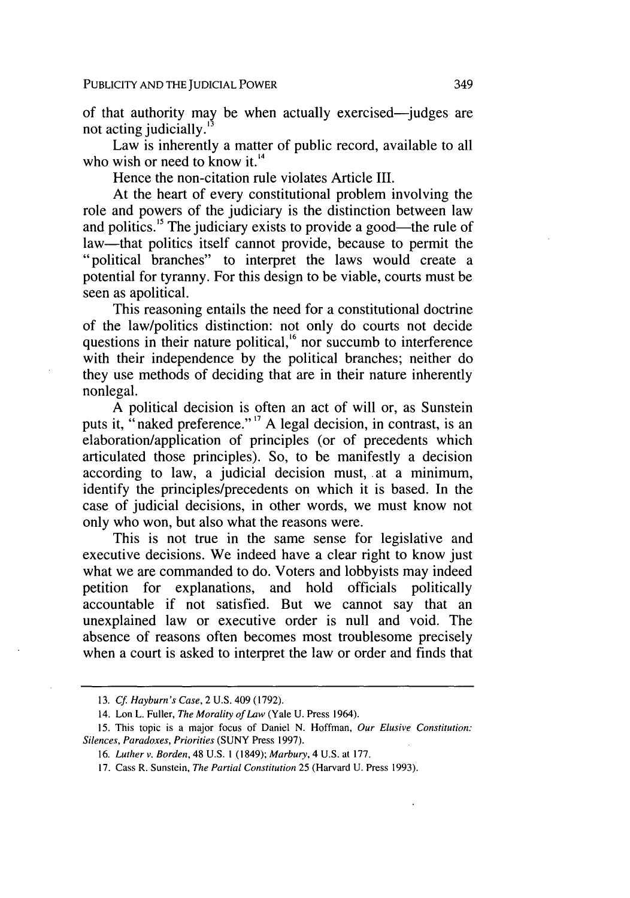of that authority may be when actually exercised—judges are not acting judicially.[13]

Law is inherently a matter of public record, available to all who wish or need to know it.[14]

Hence the non-citation rule violates Article III.

At the heart of every constitutional problem involving the role and powers of the judiciary is the distinction between law and politics.[15] The judiciary exists to provide a good—the rule of law—that politics itself cannot provide, because to permit the "political branches" to interpret the laws would create a potential for tyranny. For this design to be viable, courts must be seen as apolitical.

This reasoning entails the need for a constitutional doctrine of the law/politics distinction: not only do courts not decide questions in their nature political,[16] nor succumb to interference with their independence by the political branches; neither do they use methods of deciding that are in their nature inherently nonlegal.

A political decision is often an act of will or, as Sunstein puts it, "naked preference."[17] A legal decision, in contrast, is an elaboration/application of principles (or of precedents which articulated those principles). So, to be manifestly a decision according to law, a judicial decision must, at a minimum, identify the principles/precedents on which it is based. In the case of judicial decisions, in other words, we must know not only who won, but also what the reasons were.

This is not true in the same sense for legislative and executive decisions. We indeed have a clear right to know just what we are commanded to do. Voters and lobbyists may indeed petition for explanations, and hold officials politically accountable if not satisfied. But we cannot say that an unexplained law or executive order is null and void. The absence of reasons often becomes most troublesome precisely when a court is asked to interpret the law or order and finds that

---

13. *Cf. Hayburn's Case*, 2 U.S. 409 (1792).

14. Lon L. Fuller, *The Morality of Law* (Yale U. Press 1964).

15. This topic is a major focus of Daniel N. Hoffman, *Our Elusive Constitution: Silences, Paradoxes, Priorities* (SUNY Press 1997).

16. *Luther v. Borden*, 48 U.S. 1 (1849); *Marbury*, 4 U.S. at 177.

17. Cass R. Sunstein, *The Partial Constitution* 25 (Harvard U. Press 1993).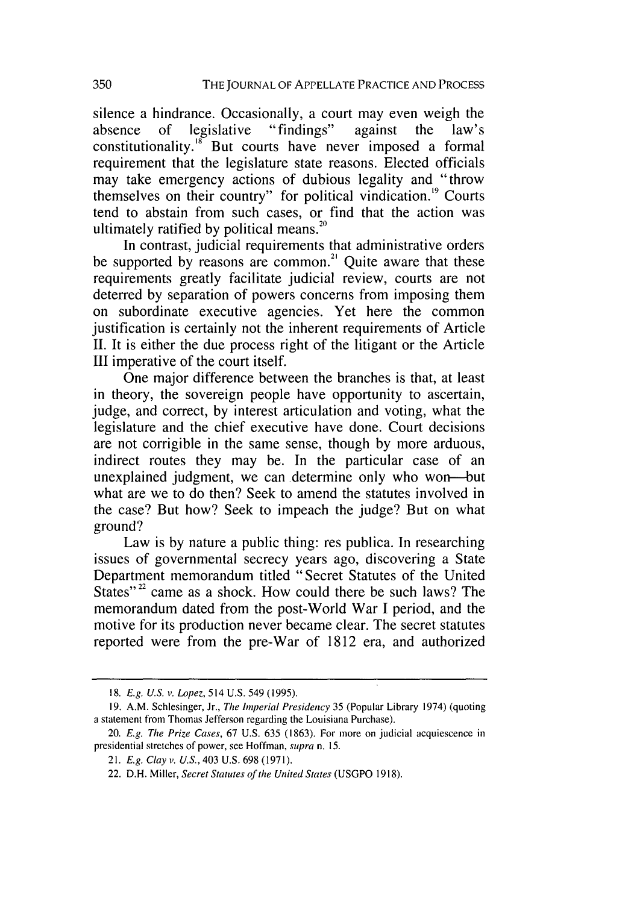silence a hindrance. Occasionally, a court may even weigh the absence of legislative "findings" against the law's constitutionality.[18] But courts have never imposed a formal requirement that the legislature state reasons. Elected officials may take emergency actions of dubious legality and "throw themselves on their country" for political vindication.[19] Courts tend to abstain from such cases, or find that the action was ultimately ratified by political means.[20]

In contrast, judicial requirements that administrative orders be supported by reasons are common.[21] Quite aware that these requirements greatly facilitate judicial review, courts are not deterred by separation of powers concerns from imposing them on subordinate executive agencies. Yet here the common justification is certainly not the inherent requirements of Article II. It is either the due process right of the litigant or the Article III imperative of the court itself.

One major difference between the branches is that, at least in theory, the sovereign people have opportunity to ascertain, judge, and correct, by interest articulation and voting, what the legislature and the chief executive have done. Court decisions are not corrigible in the same sense, though by more arduous, indirect routes they may be. In the particular case of an unexplained judgment, we can determine only who won—but what are we to do then? Seek to amend the statutes involved in the case? But how? Seek to impeach the judge? But on what ground?

Law is by nature a public thing: res publica. In researching issues of governmental secrecy years ago, discovering a State Department memorandum titled "Secret Statutes of the United States"[22] came as a shock. How could there be such laws? The memorandum dated from the post-World War I period, and the motive for its production never became clear. The secret statutes reported were from the pre-War of 1812 era, and authorized

---

18. *E.g. U.S. v. Lopez*, 514 U.S. 549 (1995).

19. A.M. Schlesinger, Jr., *The Imperial Presidency* 35 (Popular Library 1974) (quoting a statement from Thomas Jefferson regarding the Louisiana Purchase).

20. *E.g. The Prize Cases*, 67 U.S. 635 (1863). For more on judicial acquiescence in presidential stretches of power, see Hoffman, *supra* n. 15.

21. *E.g. Clay v. U.S.*, 403 U.S. 698 (1971).

22. D.H. Miller, *Secret Statutes of the United States* (USGPO 1918).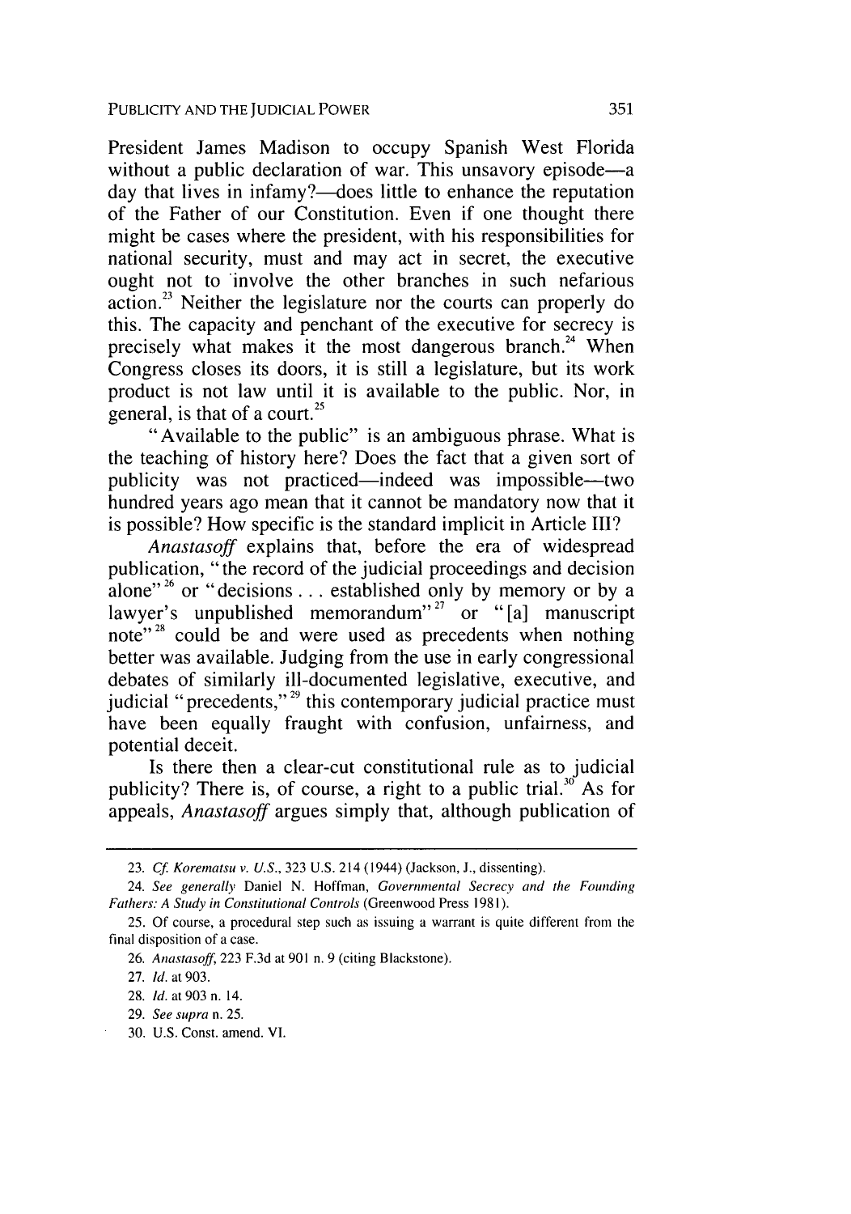President James Madison to occupy Spanish West Florida without a public declaration of war. This unsavory episode—a day that lives in infamy?—does little to enhance the reputation of the Father of our Constitution. Even if one thought there might be cases where the president, with his responsibilities for national security, must and may act in secret, the executive ought not to involve the other branches in such nefarious action.[23] Neither the legislature nor the courts can properly do this. The capacity and penchant of the executive for secrecy is precisely what makes it the most dangerous branch.[24] When Congress closes its doors, it is still a legislature, but its work product is not law until it is available to the public. Nor, in general, is that of a court.[25]

"Available to the public" is an ambiguous phrase. What is the teaching of history here? Does the fact that a given sort of publicity was not practiced—indeed was impossible—two hundred years ago mean that it cannot be mandatory now that it is possible? How specific is the standard implicit in Article III?

*Anastasoff* explains that, before the era of widespread publication, "the record of the judicial proceedings and decision alone"[26] or "decisions . . . established only by memory or by a lawyer's unpublished memorandum"[27] or "[a] manuscript note"[28] could be and were used as precedents when nothing better was available. Judging from the use in early congressional debates of similarly ill-documented legislative, executive, and judicial "precedents,"[29] this contemporary judicial practice must have been equally fraught with confusion, unfairness, and potential deceit.

Is there then a clear-cut constitutional rule as to judicial publicity? There is, of course, a right to a public trial.[30] As for appeals, *Anastasoff* argues simply that, although publication of

---

23. *Cf. Korematsu v. U.S.*, 323 U.S. 214 (1944) (Jackson, J., dissenting).

24. *See generally* Daniel N. Hoffman, *Governmental Secrecy and the Founding Fathers: A Study in Constitutional Controls* (Greenwood Press 1981).

25. Of course, a procedural step such as issuing a warrant is quite different from the final disposition of a case.

26. *Anastasoff*, 223 F.3d at 901 n. 9 (citing Blackstone).

27. *Id.* at 903.

28. *Id.* at 903 n. 14.

29. *See supra* n. 25.

30. U.S. Const. amend. VI.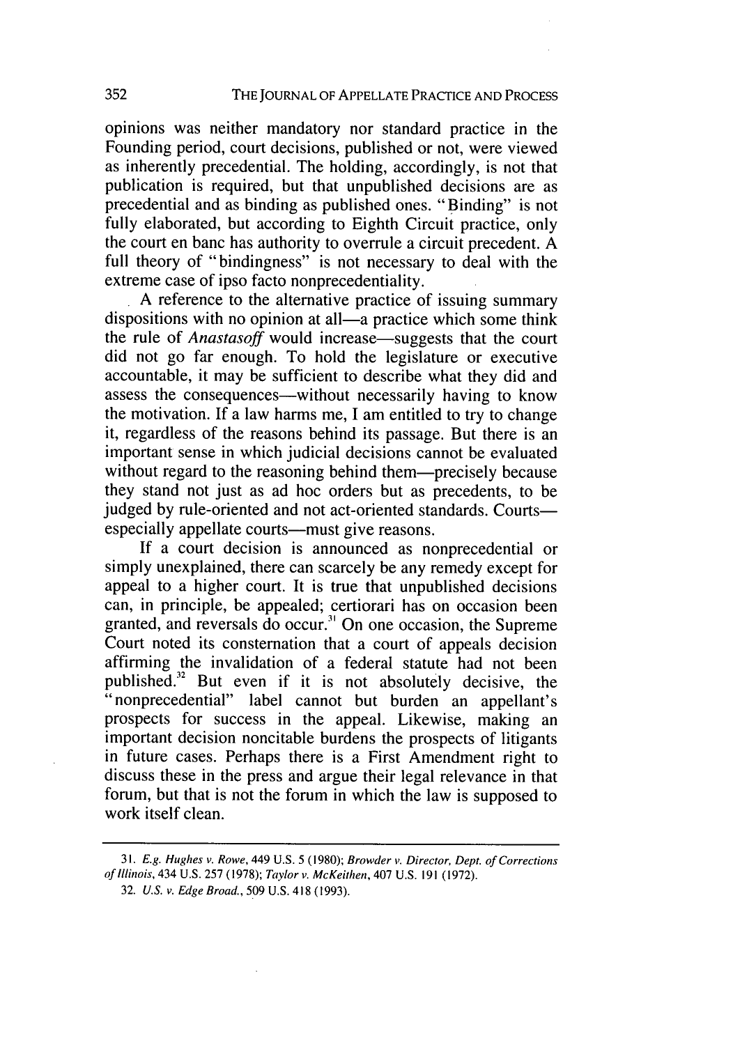opinions was neither mandatory nor standard practice in the Founding period, court decisions, published or not, were viewed as inherently precedential. The holding, accordingly, is not that publication is required, but that unpublished decisions are as precedential and as binding as published ones. "Binding" is not fully elaborated, but according to Eighth Circuit practice, only the court en banc has authority to overrule a circuit precedent. A full theory of "bindingness" is not necessary to deal with the extreme case of ipso facto nonprecedentiality.

A reference to the alternative practice of issuing summary dispositions with no opinion at all—a practice which some think the rule of *Anastasoff* would increase—suggests that the court did not go far enough. To hold the legislature or executive accountable, it may be sufficient to describe what they did and assess the consequences—without necessarily having to know the motivation. If a law harms me, I am entitled to try to change it, regardless of the reasons behind its passage. But there is an important sense in which judicial decisions cannot be evaluated without regard to the reasoning behind them—precisely because they stand not just as ad hoc orders but as precedents, to be judged by rule-oriented and not act-oriented standards. Courts—especially appellate courts—must give reasons.

If a court decision is announced as nonprecedential or simply unexplained, there can scarcely be any remedy except for appeal to a higher court. It is true that unpublished decisions can, in principle, be appealed; certiorari has on occasion been granted, and reversals do occur.[31] On one occasion, the Supreme Court noted its consternation that a court of appeals decision affirming the invalidation of a federal statute had not been published.[32] But even if it is not absolutely decisive, the "nonprecedential" label cannot but burden an appellant's prospects for success in the appeal. Likewise, making an important decision noncitable burdens the prospects of litigants in future cases. Perhaps there is a First Amendment right to discuss these in the press and argue their legal relevance in that forum, but that is not the forum in which the law is supposed to work itself clean.

---

31. *E.g. Hughes v. Rowe*, 449 U.S. 5 (1980); *Browder v. Director, Dept. of Corrections of Illinois*, 434 U.S. 257 (1978); *Taylor v. McKeithen*, 407 U.S. 191 (1972).

32. *U.S. v. Edge Broad.*, 509 U.S. 418 (1993).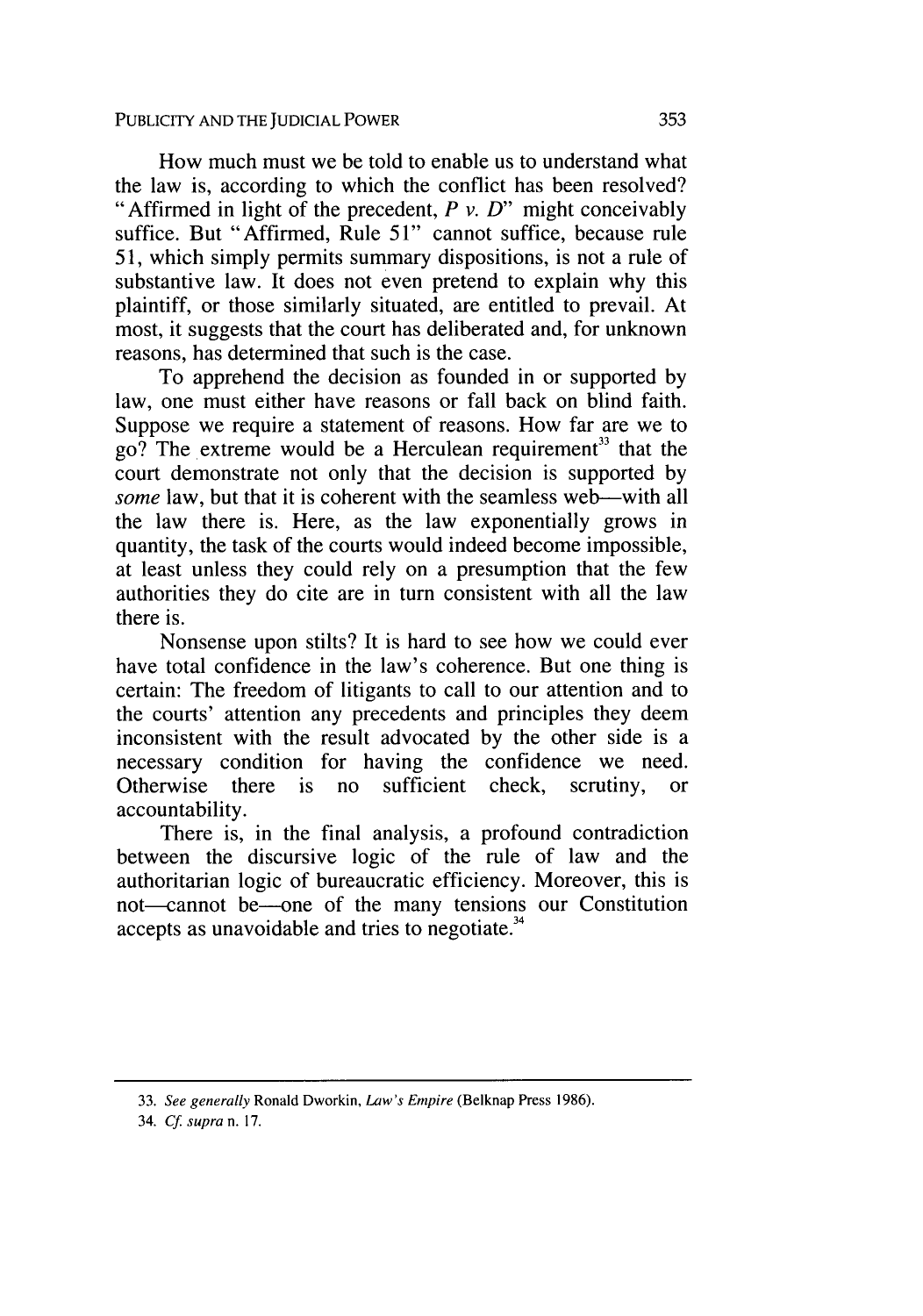How much must we be told to enable us to understand what the law is, according to which the conflict has been resolved? "Affirmed in light of the precedent, *P v. D*" might conceivably suffice. But "Affirmed, Rule 51" cannot suffice, because rule 51, which simply permits summary dispositions, is not a rule of substantive law. It does not even pretend to explain why this plaintiff, or those similarly situated, are entitled to prevail. At most, it suggests that the court has deliberated and, for unknown reasons, has determined that such is the case.

To apprehend the decision as founded in or supported by law, one must either have reasons or fall back on blind faith. Suppose we require a statement of reasons. How far are we to go? The extreme would be a Herculean requirement[33] that the court demonstrate not only that the decision is supported by *some* law, but that it is coherent with the seamless web—with all the law there is. Here, as the law exponentially grows in quantity, the task of the courts would indeed become impossible, at least unless they could rely on a presumption that the few authorities they do cite are in turn consistent with all the law there is.

Nonsense upon stilts? It is hard to see how we could ever have total confidence in the law's coherence. But one thing is certain: The freedom of litigants to call to our attention and to the courts' attention any precedents and principles they deem inconsistent with the result advocated by the other side is a necessary condition for having the confidence we need. Otherwise there is no sufficient check, scrutiny, or accountability.

There is, in the final analysis, a profound contradiction between the discursive logic of the rule of law and the authoritarian logic of bureaucratic efficiency. Moreover, this is not—cannot be—one of the many tensions our Constitution accepts as unavoidable and tries to negotiate.[34]

---

33. *See generally* Ronald Dworkin, *Law's Empire* (Belknap Press 1986).

34. *Cf. supra* n. 17.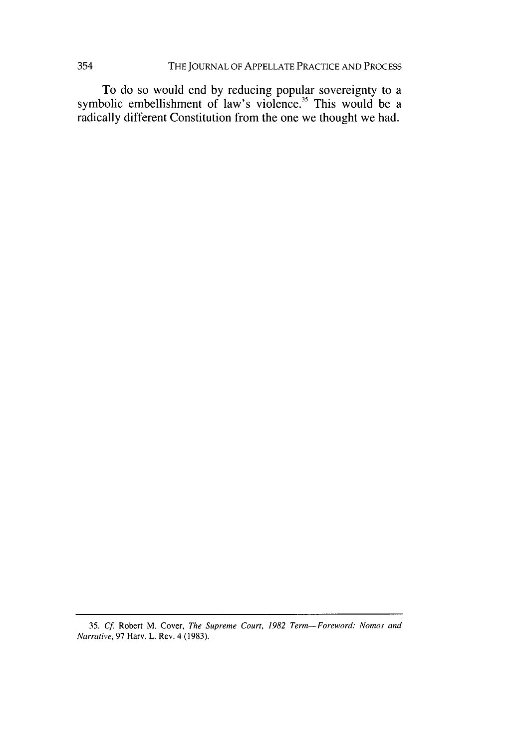To do so would end by reducing popular sovereignty to a symbolic embellishment of law's violence.[35] This would be a radically different Constitution from the one we thought we had.

---

35. *Cf.* Robert M. Cover, *The Supreme Court, 1982 Term—Foreword: Nomos and Narrative*, 97 Harv. L. Rev. 4 (1983).